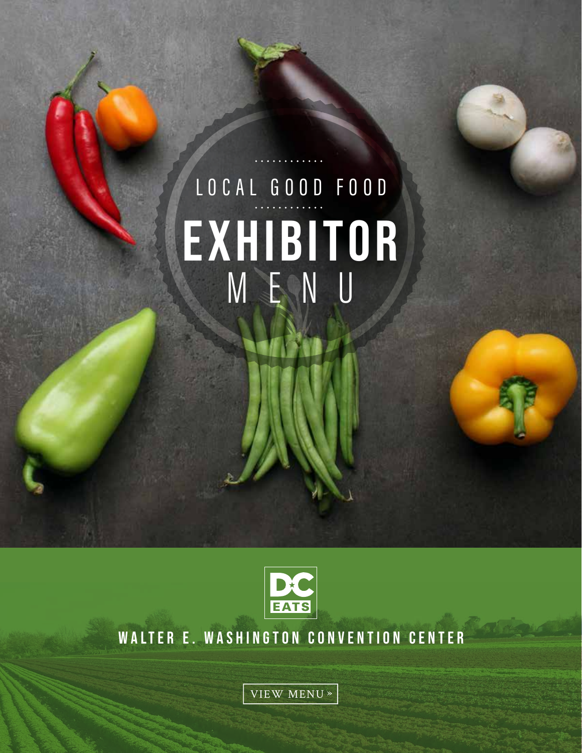LOCAL GOOD FOOD

# EXHIBITOR MENU

DC EATS

## WALTER E. WASHINGTON CONVENTION CENTER

VIEW MENU »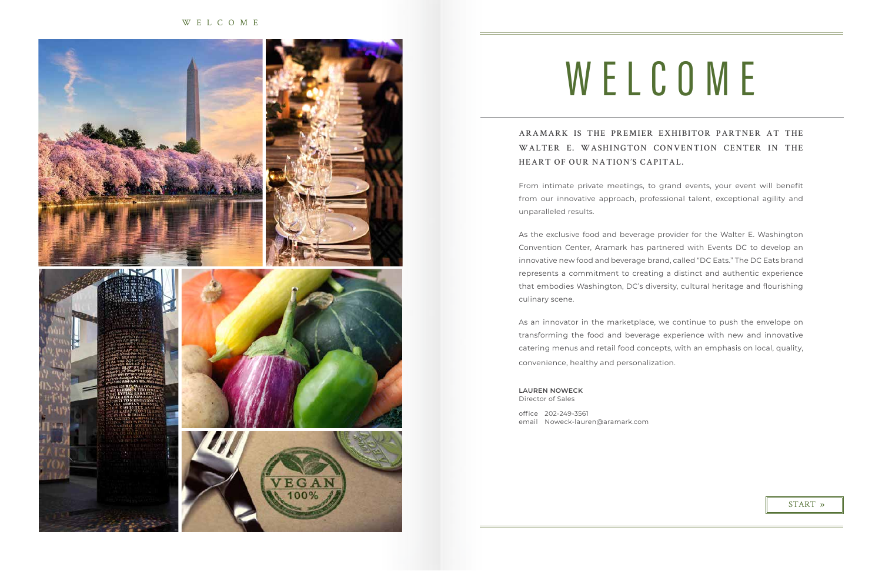# WELCOME

**ARAMARK IS THE PREMIER EXHIBITOR PARTNER AT THE WALTER E. WASHINGTON CONVENTION CENTER IN THE HEART OF OUR NATION'S CAPITAL.**

From intimate private meetings, to grand events, your event will benefit from our innovative approach, professional talent, exceptional agility and unparalleled results.

As the exclusive food and beverage provider for the Walter E. Washington Convention Center, Aramark has partnered with Events DC to develop an innovative new food and beverage brand, called "DC Eats." The DC Eats brand represents a commitment to creating a distinct and authentic experience that embodies Washington, DC's diversity, cultural heritage and flourishing culinary scene.

As an innovator in the marketplace, we continue to push the envelope on transforming the food and beverage experience with new and innovative catering menus and retail food concepts, with an emphasis on local, quality, convenience, healthy and personalization.

**LAUREN NOWECK**
Director of Sales

office 202-249-3561
email Noweck-lauren@aramark.com

START »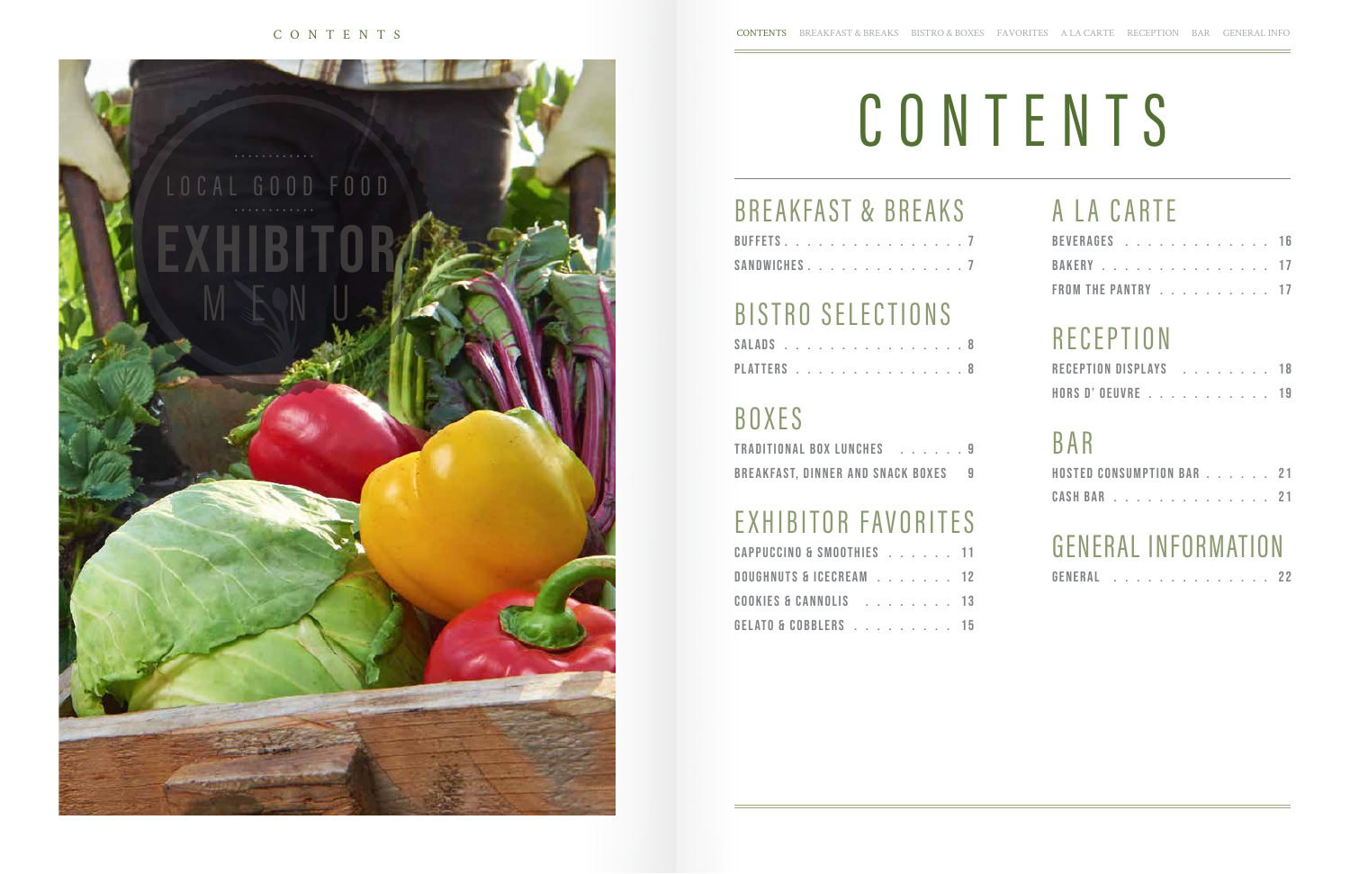# CONTENTS

## BREAKFAST & BREAKS

BUFFETS . . . . . . . . . . . . . . . . 7
SANDWICHES . . . . . . . . . . . . . . 7

## BISTRO SELECTIONS

SALADS . . . . . . . . . . . . . . . . . 8
PLATTERS . . . . . . . . . . . . . . . 8

## BOXES

TRADITIONAL BOX LUNCHES . . . . . . 9
BREAKFAST, DINNER AND SNACK BOXES 9

## EXHIBITOR FAVORITES

CAPPUCCINO & SMOOTHIES . . . . . . 11
DOUGHNUTS & ICECREAM . . . . . . . 12
COOKIES & CANNOLIS . . . . . . . . 13
GELATO & COBBLERS . . . . . . . . . 15

## A LA CARTE

BEVERAGES . . . . . . . . . . . . . 16
BAKERY . . . . . . . . . . . . . . . 17
FROM THE PANTRY . . . . . . . . . . 17

## RECEPTION

RECEPTION DISPLAYS . . . . . . . . 18
HORS D' OEUVRE . . . . . . . . . . . 19

## BAR

HOSTED CONSUMPTION BAR . . . . . . 21
CASH BAR . . . . . . . . . . . . . . 21

## GENERAL INFORMATION

GENERAL . . . . . . . . . . . . . . 22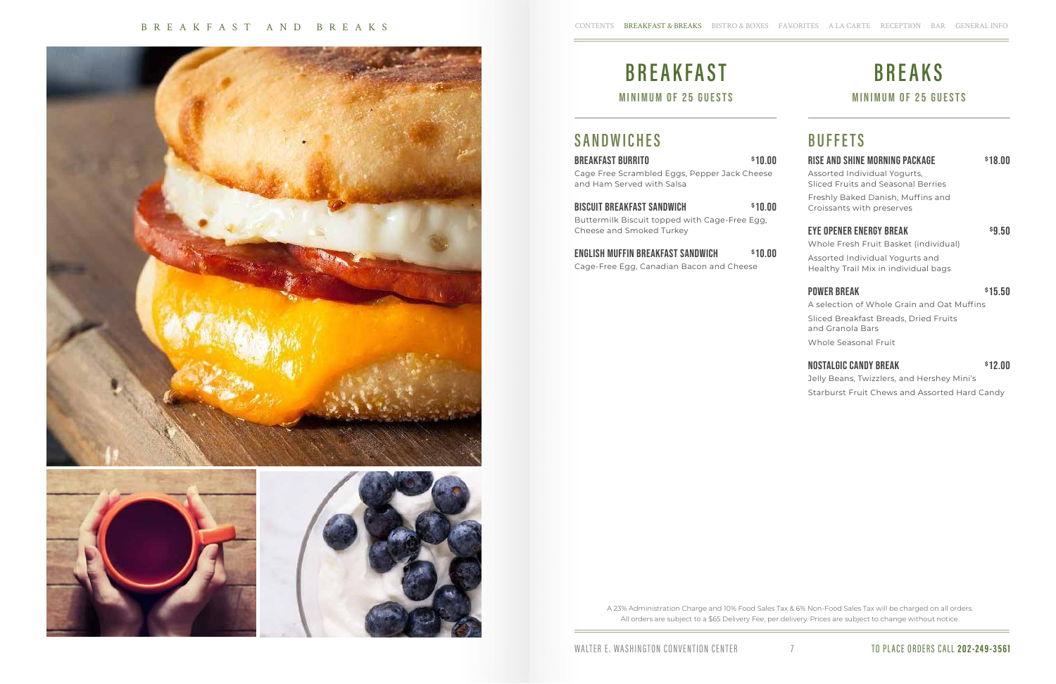# BREAKFAST

**MINIMUM OF 25 GUESTS**

## SANDWICHES

**BREAKFAST BURRITO** — $10.00

Cage Free Scrambled Eggs, Pepper Jack Cheese and Ham Served with Salsa

**BISCUIT BREAKFAST SANDWICH** — $10.00

Buttermilk Biscuit topped with Cage-Free Egg, Cheese and Smoked Turkey

**ENGLISH MUFFIN BREAKFAST SANDWICH** — $10.00

Cage-Free Egg, Canadian Bacon and Cheese

# BREAKS

**MINIMUM OF 25 GUESTS**

## BUFFETS

**RISE AND SHINE MORNING PACKAGE** — $18.00

Assorted Individual Yogurts, Sliced Fruits and Seasonal Berries

Freshly Baked Danish, Muffins and Croissants with preserves

**EYE OPENER ENERGY BREAK** — $9.50

Whole Fresh Fruit Basket (individual)

Assorted Individual Yogurts and Healthy Trail Mix in individual bags

**POWER BREAK** — $15.50

A selection of Whole Grain and Oat Muffins

Sliced Breakfast Breads, Dried Fruits and Granola Bars

Whole Seasonal Fruit

**NOSTALGIC CANDY BREAK** — $12.00

Jelly Beans, Twizzlers, and Hershey Mini's

Starburst Fruit Chews and Assorted Hard Candy

A 23% Administration Charge and 10% Food Sales Tax & 6% Non-Food Sales Tax will be charged on all orders. All orders are subject to a $65 Delivery Fee, per delivery. Prices are subject to change without notice.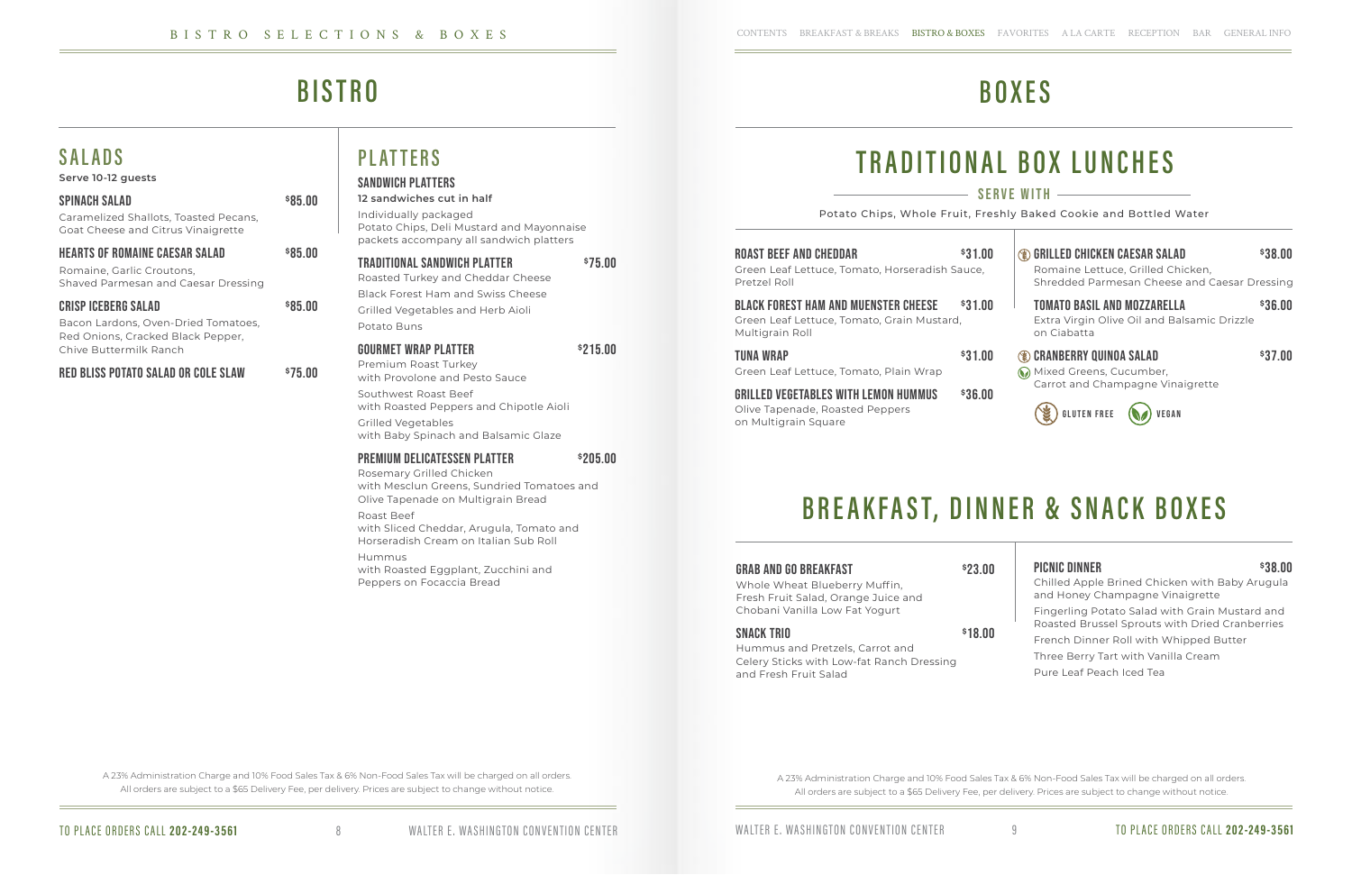# BISTRO

## SALADS

**Serve 10-12 guests**

### SPINACH SALAD — $85.00

Caramelized Shallots, Toasted Pecans, Goat Cheese and Citrus Vinaigrette

### HEARTS OF ROMAINE CAESAR SALAD — $85.00

Romaine, Garlic Croutons, Shaved Parmesan and Caesar Dressing

### CRISP ICEBERG SALAD — $85.00

Bacon Lardons, Oven-Dried Tomatoes, Red Onions, Cracked Black Pepper, Chive Buttermilk Ranch

### RED BLISS POTATO SALAD OR COLE SLAW — $75.00

## PLATTERS

### SANDWICH PLATTERS

**12 sandwiches cut in half**

Individually packaged Potato Chips, Deli Mustard and Mayonnaise packets accompany all sandwich platters

### TRADITIONAL SANDWICH PLATTER — $75.00

Roasted Turkey and Cheddar Cheese

Black Forest Ham and Swiss Cheese

Grilled Vegetables and Herb Aioli

Potato Buns

### GOURMET WRAP PLATTER — $215.00

Premium Roast Turkey with Provolone and Pesto Sauce

Southwest Roast Beef with Roasted Peppers and Chipotle Aioli

Grilled Vegetables with Baby Spinach and Balsamic Glaze

### PREMIUM DELICATESSEN PLATTER — $205.00

Rosemary Grilled Chicken with Mesclun Greens, Sundried Tomatoes and Olive Tapenade on Multigrain Bread

Roast Beef with Sliced Cheddar, Arugula, Tomato and Horseradish Cream on Italian Sub Roll

Hummus with Roasted Eggplant, Zucchini and Peppers on Focaccia Bread

A 23% Administration Charge and 10% Food Sales Tax & 6% Non-Food Sales Tax will be charged on all orders. All orders are subject to a $65 Delivery Fee, per delivery. Prices are subject to change without notice.

TO PLACE ORDERS CALL **202-249-3561**

# BOXES

## TRADITIONAL BOX LUNCHES

**SERVE WITH**

Potato Chips, Whole Fruit, Freshly Baked Cookie and Bottled Water

### ROAST BEEF AND CHEDDAR — $31.00

Green Leaf Lettuce, Tomato, Horseradish Sauce, Pretzel Roll

### BLACK FOREST HAM AND MUENSTER CHEESE — $31.00

Green Leaf Lettuce, Tomato, Grain Mustard, Multigrain Roll

### TUNA WRAP — $31.00

Green Leaf Lettuce, Tomato, Plain Wrap

### GRILLED VEGETABLES WITH LEMON HUMMUS — $36.00

Olive Tapenade, Roasted Peppers on Multigrain Square

### GRILLED CHICKEN CAESAR SALAD (Gluten Free) — $38.00

Romaine Lettuce, Grilled Chicken, Shredded Parmesan Cheese and Caesar Dressing

### TOMATO BASIL AND MOZZARELLA — $36.00

Extra Virgin Olive Oil and Balsamic Drizzle on Ciabatta

### CRANBERRY QUINOA SALAD (Gluten Free, Vegan) — $37.00

Mixed Greens, Cucumber, Carrot and Champagne Vinaigrette

GLUTEN FREE · VEGAN

## BREAKFAST, DINNER & SNACK BOXES

### GRAB AND GO BREAKFAST — $23.00

Whole Wheat Blueberry Muffin, Fresh Fruit Salad, Orange Juice and Chobani Vanilla Low Fat Yogurt

### SNACK TRIO — $18.00

Hummus and Pretzels, Carrot and Celery Sticks with Low-fat Ranch Dressing and Fresh Fruit Salad

### PICNIC DINNER — $38.00

Chilled Apple Brined Chicken with Baby Arugula and Honey Champagne Vinaigrette

Fingerling Potato Salad with Grain Mustard and Roasted Brussel Sprouts with Dried Cranberries

French Dinner Roll with Whipped Butter

Three Berry Tart with Vanilla Cream

Pure Leaf Peach Iced Tea

A 23% Administration Charge and 10% Food Sales Tax & 6% Non-Food Sales Tax will be charged on all orders. All orders are subject to a $65 Delivery Fee, per delivery. Prices are subject to change without notice.

TO PLACE ORDERS CALL **202-249-3561**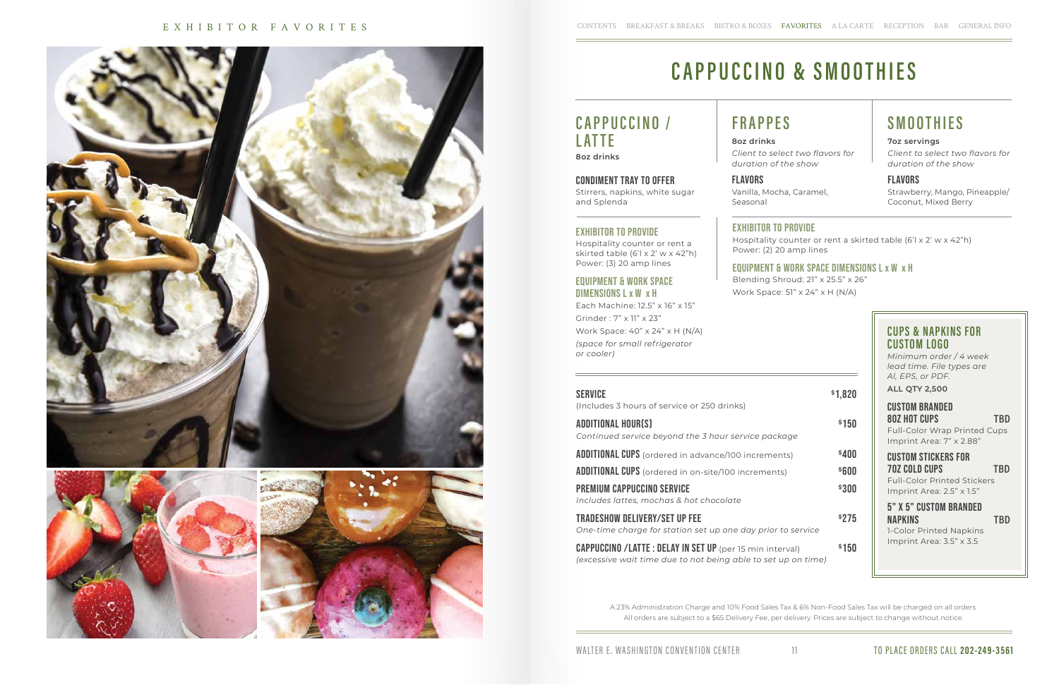# CAPPUCCINO & SMOOTHIES

## CAPPUCCINO / LATTE

**8oz drinks**

### CONDIMENT TRAY TO OFFER

Stirrers, napkins, white sugar and Splenda

### EXHIBITOR TO PROVIDE

Hospitality counter or rent a skirted table (6'l x 2' w x 42"h)
Power: (3) 20 amp lines

### EQUIPMENT & WORK SPACE DIMENSIONS L x W x H

Each Machine: 12.5" x 16" x 15"
Grinder : 7" x 11" x 23"
Work Space: 40" x 24" x H (N/A)
*(space for small refrigerator or cooler)*

## FRAPPES

**8oz drinks**

*Client to select two flavors for duration of the show*

### FLAVORS

Vanilla, Mocha, Caramel, Seasonal

## SMOOTHIES

**7oz servings**

*Client to select two flavors for duration of the show*

### FLAVORS

Strawberry, Mango, Pineapple/Coconut, Mixed Berry

### EXHIBITOR TO PROVIDE

Hospitality counter or rent a skirted table (6'l x 2' w x 42"h)
Power: (2) 20 amp lines

### EQUIPMENT & WORK SPACE DIMENSIONS L x W x H

Blending Shroud: 21" x 25.5" x 26"
Work Space: 51" x 24" x H (N/A)

| | |
|---|---|
| **SERVICE** (Includes 3 hours of service or 250 drinks) | $1,820 |
| **ADDITIONAL HOUR(S)** *Continued service beyond the 3 hour service package* | $150 |
| **ADDITIONAL CUPS** (ordered in advance/100 increments) | $400 |
| **ADDITIONAL CUPS** (ordered in on-site/100 increments) | $600 |
| **PREMIUM CAPPUCCINO SERVICE** *Includes lattes, mochas & hot chocolate* | $300 |
| **TRADESHOW DELIVERY/SET UP FEE** *One-time charge for station set up one day prior to service* | $275 |
| **CAPPUCCINO /LATTE : DELAY IN SET UP** (per 15 min interval) *(excessive wait time due to not being able to set up on time)* | $150 |

## CUPS & NAPKINS FOR CUSTOM LOGO

*Minimum order / 4 week lead time. File types are AI, EPS, or PDF.*

**ALL QTY 2,500**

**CUSTOM BRANDED 8OZ HOT CUPS** — TBD
Full-Color Wrap Printed Cups
Imprint Area: 7" x 2.88"

**CUSTOM STICKERS FOR 7OZ COLD CUPS** — TBD
Full-Color Printed Stickers
Imprint Area: 2.5" x 1.5"

**5" X 5" CUSTOM BRANDED NAPKINS** — TBD
1-Color Printed Napkins
Imprint Area: 3.5" x 3.5

A 23% Administration Charge and 10% Food Sales Tax & 6% Non-Food Sales Tax will be charged on all orders.
All orders are subject to a $65 Delivery Fee, per delivery. Prices are subject to change without notice.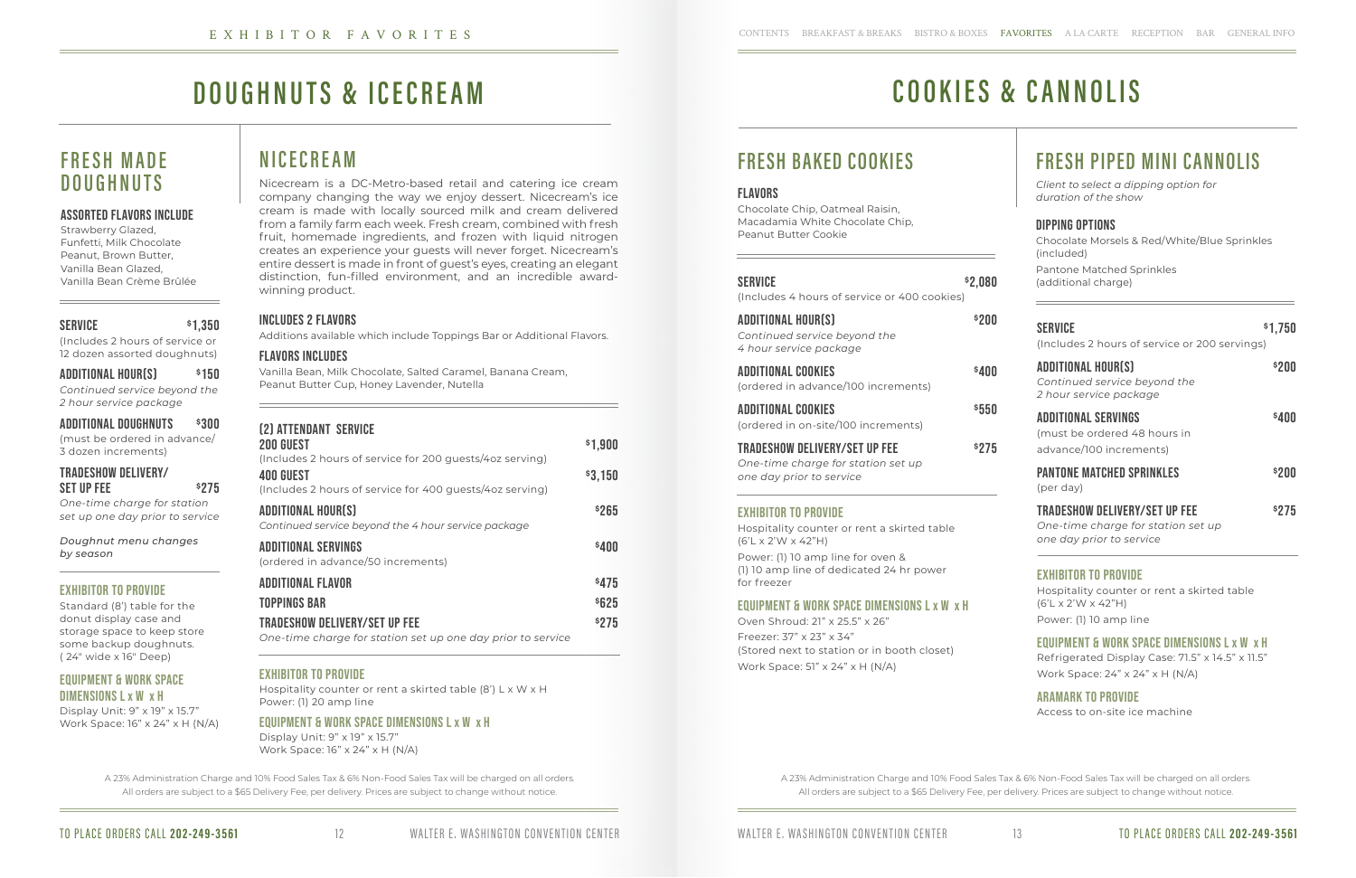# DOUGHNUTS & ICECREAM

## FRESH MADE DOUGHNUTS

### ASSORTED FLAVORS INCLUDE

Strawberry Glazed, Funfetti, Milk Chocolate Peanut, Brown Butter, Vanilla Bean Glazed, Vanilla Bean Crème Brûlée

| | |
|---|---|
| **SERVICE** (Includes 2 hours of service or 12 dozen assorted doughnuts) | $1,350 |
| **ADDITIONAL HOUR(S)** *Continued service beyond the 2 hour service package* | $150 |
| **ADDITIONAL DOUGHNUTS** (must be ordered in advance/ 3 dozen increments) | $300 |
| **TRADESHOW DELIVERY/ SET UP FEE** *One-time charge for station set up one day prior to service* | $275 |

*Doughnut menu changes by season*

### EXHIBITOR TO PROVIDE

Standard (8') table for the donut display case and storage space to keep store some backup doughnuts. ( 24" wide x 16" Deep)

### EQUIPMENT & WORK SPACE DIMENSIONS L x W x H

Display Unit: 9" x 19" x 15.7"
Work Space: 16" x 24" x H (N/A)

## NICECREAM

Nicecream is a DC-Metro-based retail and catering ice cream company changing the way we enjoy dessert. Nicecream's ice cream is made with locally sourced milk and cream delivered from a family farm each week. Fresh cream, combined with fresh fruit, homemade ingredients, and frozen with liquid nitrogen creates an experience your guests will never forget. Nicecream's entire dessert is made in front of guest's eyes, creating an elegant distinction, fun-filled environment, and an incredible award-winning product.

### INCLUDES 2 FLAVORS

Additions available which include Toppings Bar or Additional Flavors.

### FLAVORS INCLUDES

Vanilla Bean, Milk Chocolate, Salted Caramel, Banana Cream, Peanut Butter Cup, Honey Lavender, Nutella

| | |
|---|---|
| **(2) ATTENDANT SERVICE** | |
| **200 GUEST** (Includes 2 hours of service for 200 guests/4oz serving) | $1,900 |
| **400 GUEST** (Includes 2 hours of service for 400 guests/4oz serving) | $3,150 |
| **ADDITIONAL HOUR(S)** *Continued service beyond the 4 hour service package* | $265 |
| **ADDITIONAL SERVINGS** (ordered in advance/50 increments) | $400 |
| **ADDITIONAL FLAVOR** | $475 |
| **TOPPINGS BAR** | $625 |
| **TRADESHOW DELIVERY/SET UP FEE** *One-time charge for station set up one day prior to service* | $275 |

### EXHIBITOR TO PROVIDE

Hospitality counter or rent a skirted table (8') L x W x H
Power: (1) 20 amp line

### EQUIPMENT & WORK SPACE DIMENSIONS L x W x H

Display Unit: 9" x 19" x 15.7"
Work Space: 16" x 24" x H (N/A)

A 23% Administration Charge and 10% Food Sales Tax & 6% Non-Food Sales Tax will be charged on all orders. All orders are subject to a $65 Delivery Fee, per delivery. Prices are subject to change without notice.

# COOKIES & CANNOLIS

## FRESH BAKED COOKIES

### FLAVORS

Chocolate Chip, Oatmeal Raisin, Macadamia White Chocolate Chip, Peanut Butter Cookie

| | |
|---|---|
| **SERVICE** (Includes 4 hours of service or 400 cookies) | $2,080 |
| **ADDITIONAL HOUR(S)** *Continued service beyond the 4 hour service package* | $200 |
| **ADDITIONAL COOKIES** (ordered in advance/100 increments) | $400 |
| **ADDITIONAL COOKIES** (ordered in on-site/100 increments) | $550 |
| **TRADESHOW DELIVERY/SET UP FEE** *One-time charge for station set up one day prior to service* | $275 |

### EXHIBITOR TO PROVIDE

Hospitality counter or rent a skirted table (6'L x 2'W x 42"H)

Power: (1) 10 amp line for oven & (1) 10 amp line of dedicated 24 hr power for freezer

### EQUIPMENT & WORK SPACE DIMENSIONS L x W x H

Oven Shroud: 21" x 25.5" x 26"
Freezer: 37" x 23" x 34"
(Stored next to station or in booth closet)
Work Space: 51" x 24" x H (N/A)

## FRESH PIPED MINI CANNOLIS

*Client to select a dipping option for duration of the show*

### DIPPING OPTIONS

Chocolate Morsels & Red/White/Blue Sprinkles (included)

Pantone Matched Sprinkles (additional charge)

| | |
|---|---|
| **SERVICE** (Includes 2 hours of service or 200 servings) | $1,750 |
| **ADDITIONAL HOUR(S)** *Continued service beyond the 2 hour service package* | $200 |
| **ADDITIONAL SERVINGS** (must be ordered 48 hours in advance/100 increments) | $400 |
| **PANTONE MATCHED SPRINKLES** (per day) | $200 |
| **TRADESHOW DELIVERY/SET UP FEE** *One-time charge for station set up one day prior to service* | $275 |

### EXHIBITOR TO PROVIDE

Hospitality counter or rent a skirted table (6'L x 2'W x 42"H)

Power: (1) 10 amp line

### EQUIPMENT & WORK SPACE DIMENSIONS L x W x H

Refrigerated Display Case: 71.5" x 14.5" x 11.5"
Work Space: 24" x 24" x H (N/A)

### ARAMARK TO PROVIDE

Access to on-site ice machine

A 23% Administration Charge and 10% Food Sales Tax & 6% Non-Food Sales Tax will be charged on all orders. All orders are subject to a $65 Delivery Fee, per delivery. Prices are subject to change without notice.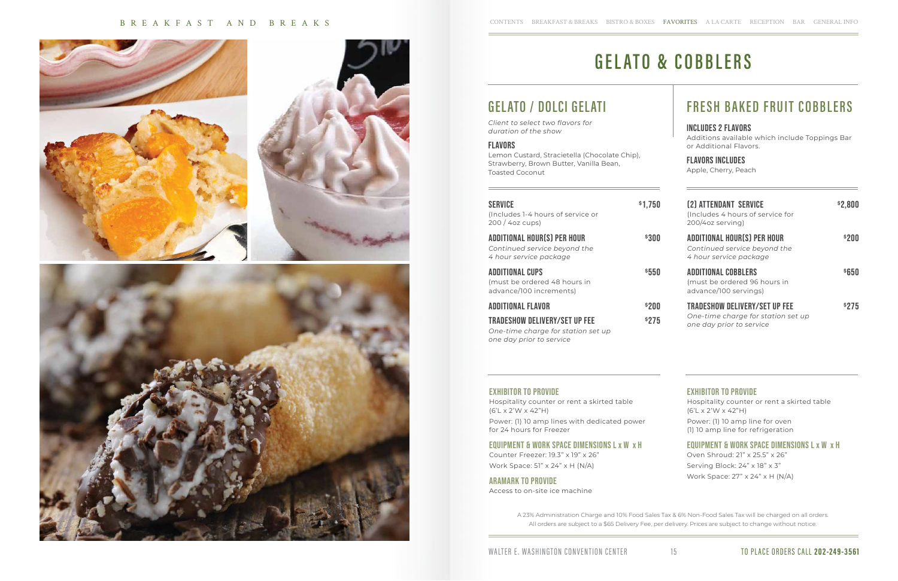# GELATO & COBBLERS

## GELATO / DOLCI GELATI

*Client to select two flavors for duration of the show*

### FLAVORS

Lemon Custard, Stracietella (Chocolate Chip), Strawberry, Brown Butter, Vanilla Bean, Toasted Coconut

| | |
|---|---|
| **SERVICE** (Includes 1-4 hours of service or 200 / 4oz cups) | $1,750 |
| **ADDITIONAL HOUR(S) PER HOUR** *Continued service beyond the 4 hour service package* | $300 |
| **ADDITIONAL CUPS** (must be ordered 48 hours in advance/100 increments) | $550 |
| **ADDITIONAL FLAVOR** | $200 |
| **TRADESHOW DELIVERY/SET UP FEE** *One-time charge for station set up one day prior to service* | $275 |

### EXHIBITOR TO PROVIDE

Hospitality counter or rent a skirted table (6'L x 2'W x 42"H)

Power: (1) 10 amp lines with dedicated power for 24 hours for Freezer

### EQUIPMENT & WORK SPACE DIMENSIONS L x W x H

Counter Freezer: 19.3" x 19" x 26"

Work Space: 51" x 24" x H (N/A)

### ARAMARK TO PROVIDE

Access to on-site ice machine

## FRESH BAKED FRUIT COBBLERS

### INCLUDES 2 FLAVORS

Additions available which include Toppings Bar or Additional Flavors.

### FLAVORS INCLUDES

Apple, Cherry, Peach

| | |
|---|---|
| **(2) ATTENDANT SERVICE** (Includes 4 hours of service for 200/4oz serving) | $2,800 |
| **ADDITIONAL HOUR(S) PER HOUR** *Continued service beyond the 4 hour service package* | $200 |
| **ADDITIONAL COBBLERS** (must be ordered 96 hours in advance/100 servings) | $650 |
| **TRADESHOW DELIVERY/SET UP FEE** *One-time charge for station set up one day prior to service* | $275 |

### EXHIBITOR TO PROVIDE

Hospitality counter or rent a skirted table (6'L x 2'W x 42"H)

Power: (1) 10 amp line for oven

(1) 10 amp line for refrigeration

### EQUIPMENT & WORK SPACE DIMENSIONS L x W x H

Oven Shroud: 21" x 25.5" x 26"

Serving Block: 24" x 18" x 3"

Work Space: 27" x 24" x H (N/A)

A 23% Administration Charge and 10% Food Sales Tax & 6% Non-Food Sales Tax will be charged on all orders. All orders are subject to a $65 Delivery Fee, per delivery. Prices are subject to change without notice.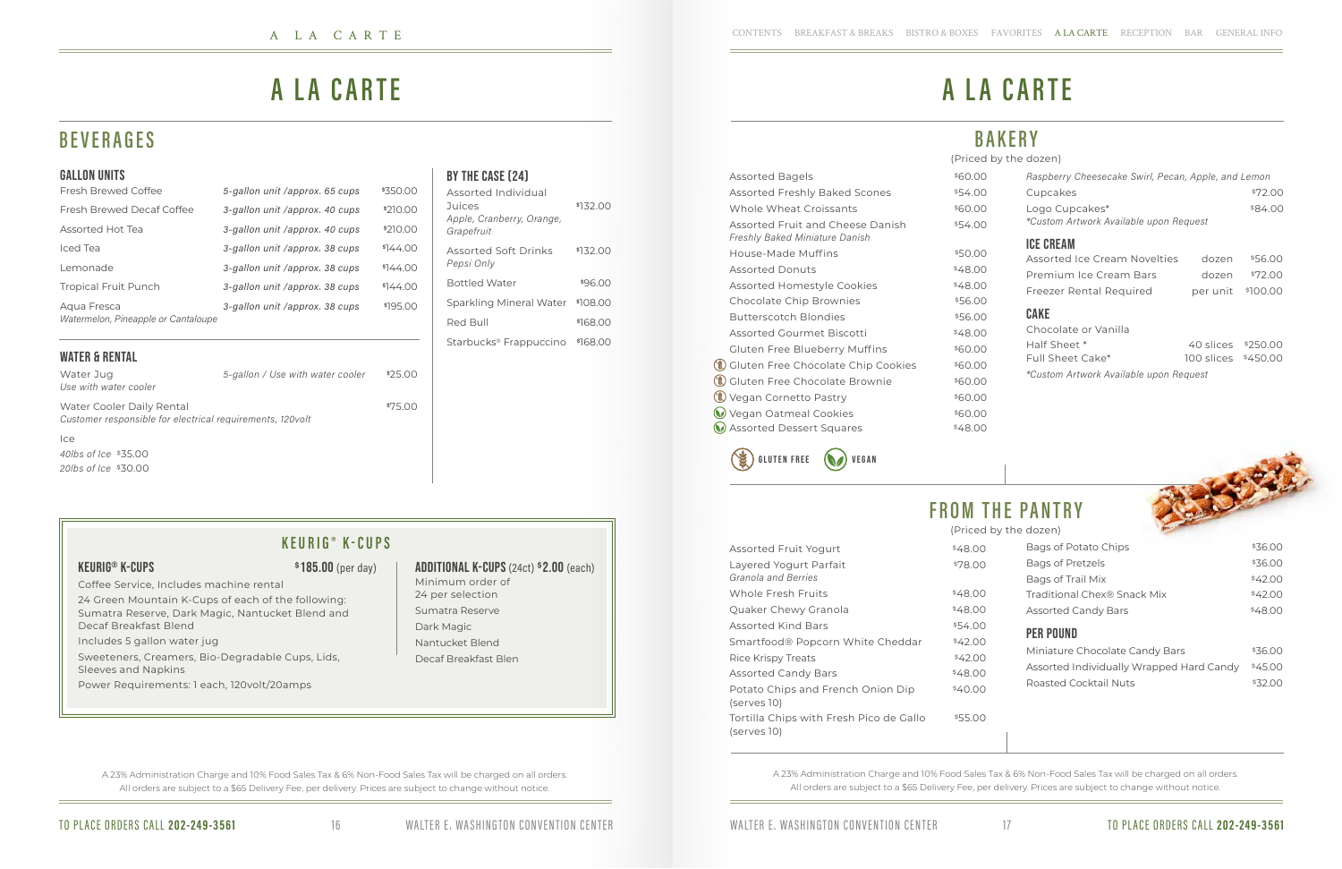# A LA CARTE

## BEVERAGES

### GALLON UNITS

| | | |
|---|---|---|
| Fresh Brewed Coffee | *5-gallon unit /approx. 65 cups* | $350.00 |
| Fresh Brewed Decaf Coffee | *3-gallon unit /approx. 40 cups* | $210.00 |
| Assorted Hot Tea | *3-gallon unit /approx. 40 cups* | $210.00 |
| Iced Tea | *3-gallon unit /approx. 38 cups* | $144.00 |
| Lemonade | *3-gallon unit /approx. 38 cups* | $144.00 |
| Tropical Fruit Punch | *3-gallon unit /approx. 38 cups* | $144.00 |
| Aqua Fresca *Watermelon, Pineapple or Cantaloupe* | *3-gallon unit /approx. 38 cups* | $195.00 |

### WATER & RENTAL

| | | |
|---|---|---|
| Water Jug *Use with water cooler* | *5-gallon / Use with water cooler* | $25.00 |
| Water Cooler Daily Rental *Customer responsible for electrical requirements, 120volt* | | $75.00 |

Ice

*40lbs of Ice* $35.00

*20lbs of Ice* $30.00

### BY THE CASE (24)

| | |
|---|---|
| Assorted Individual Juices *Apple, Cranberry, Orange, Grapefruit* | $132.00 |
| Assorted Soft Drinks *Pepsi Only* | $132.00 |
| Bottled Water | $96.00 |
| Sparkling Mineral Water | $108.00 |
| Red Bull | $168.00 |
| Starbucks® Frappuccino | $168.00 |

## KEURIG® K-CUPS

### KEURIG® K-CUPS $185.00 (per day)

Coffee Service, Includes machine rental

24 Green Mountain K-Cups of each of the following: Sumatra Reserve, Dark Magic, Nantucket Blend and Decaf Breakfast Blend

Includes 5 gallon water jug

Sweeteners, Creamers, Bio-Degradable Cups, Lids, Sleeves and Napkins

Power Requirements: 1 each, 120volt/20amps

### ADDITIONAL K-CUPS (24ct) $2.00 (each)

Minimum order of 24 per selection

Sumatra Reserve

Dark Magic

Nantucket Blend

Decaf Breakfast Blen

A 23% Administration Charge and 10% Food Sales Tax & 6% Non-Food Sales Tax will be charged on all orders. All orders are subject to a $65 Delivery Fee, per delivery. Prices are subject to change without notice.

# A LA CARTE

## BAKERY

(Priced by the dozen)

| | |
|---|---|
| Assorted Bagels | $60.00 |
| Assorted Freshly Baked Scones | $54.00 |
| Whole Wheat Croissants | $60.00 |
| Assorted Fruit and Cheese Danish *Freshly Baked Miniature Danish* | $54.00 |
| House-Made Muffins | $50.00 |
| Assorted Donuts | $48.00 |
| Assorted Homestyle Cookies | $48.00 |
| Chocolate Chip Brownies | $56.00 |
| Butterscotch Blondies | $56.00 |
| Assorted Gourmet Biscotti | $48.00 |
| Gluten Free Blueberry Muffins | $60.00 |
| (Gluten Free) Gluten Free Chocolate Chip Cookies | $60.00 |
| (Gluten Free) Gluten Free Chocolate Brownie | $60.00 |
| (Gluten Free) Vegan Cornetto Pastry | $60.00 |
| (Vegan) Vegan Oatmeal Cookies | $60.00 |
| (Vegan) Assorted Dessert Squares | $48.00 |

GLUTEN FREE VEGAN

*Raspberry Cheesecake Swirl, Pecan, Apple, and Lemon*

| | |
|---|---|
| Cupcakes | $72.00 |
| Logo Cupcakes* | $84.00 |

*Custom Artwork Available upon Request

### ICE CREAM

| | | |
|---|---|---|
| Assorted Ice Cream Novelties | dozen | $56.00 |
| Premium Ice Cream Bars | dozen | $72.00 |
| Freezer Rental Required | per unit | $100.00 |

### CAKE

Chocolate or Vanilla

| | | |
|---|---|---|
| Half Sheet * | 40 slices | $250.00 |
| Full Sheet Cake* | 100 slices | $450.00 |

*Custom Artwork Available upon Request

## FROM THE PANTRY

(Priced by the dozen)

| | |
|---|---|
| Assorted Fruit Yogurt | $48.00 |
| Layered Yogurt Parfait *Granola and Berries* | $78.00 |
| Whole Fresh Fruits | $48.00 |
| Quaker Chewy Granola | $48.00 |
| Assorted Kind Bars | $54.00 |
| Smartfood® Popcorn White Cheddar | $42.00 |
| Rice Krispy Treats | $42.00 |
| Assorted Candy Bars | $48.00 |
| Potato Chips and French Onion Dip (serves 10) | $40.00 |
| Tortilla Chips with Fresh Pico de Gallo (serves 10) | $55.00 |

| | |
|---|---|
| Bags of Potato Chips | $36.00 |
| Bags of Pretzels | $36.00 |
| Bags of Trail Mix | $42.00 |
| Traditional Chex® Snack Mix | $42.00 |
| Assorted Candy Bars | $48.00 |

### PER POUND

| | |
|---|---|
| Miniature Chocolate Candy Bars | $36.00 |
| Assorted Individually Wrapped Hard Candy | $45.00 |
| Roasted Cocktail Nuts | $32.00 |

A 23% Administration Charge and 10% Food Sales Tax & 6% Non-Food Sales Tax will be charged on all orders. All orders are subject to a $65 Delivery Fee, per delivery. Prices are subject to change without notice.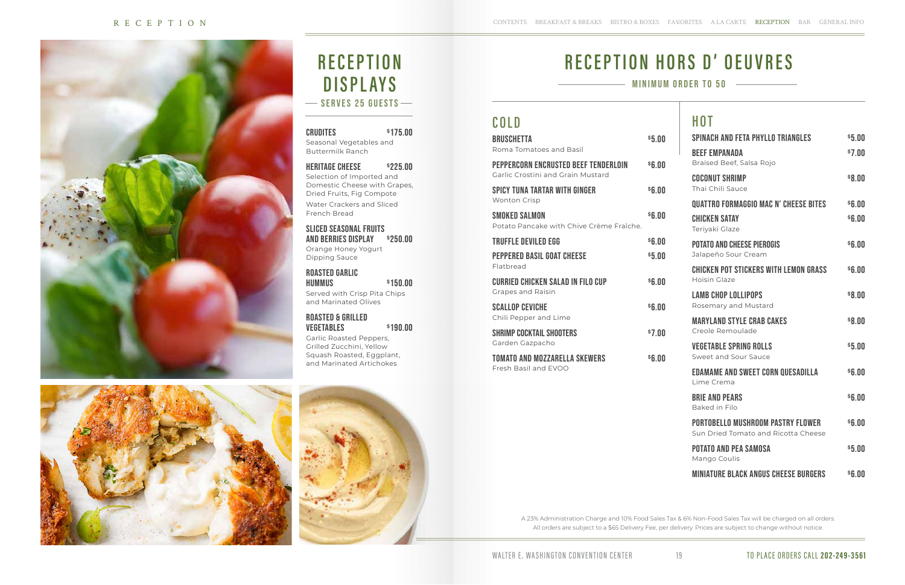# RECEPTION DISPLAYS

## SERVES 25 GUESTS

**CRUDITES** — $175.00
Seasonal Vegetables and Buttermilk Ranch

**HERITAGE CHEESE** — $225.00
Selection of Imported and Domestic Cheese with Grapes, Dried Fruits, Fig Compote
Water Crackers and Sliced French Bread

**SLICED SEASONAL FRUITS AND BERRIES DISPLAY** — $250.00
Orange Honey Yogurt Dipping Sauce

**ROASTED GARLIC HUMMUS** — $150.00
Served with Crisp Pita Chips and Marinated Olives

**ROASTED & GRILLED VEGETABLES** — $190.00
Garlic Roasted Peppers, Grilled Zucchini, Yellow Squash Roasted, Eggplant, and Marinated Artichokes

# RECEPTION HORS D' OEUVRES

## MINIMUM ORDER TO 50

### COLD

**BRUSCHETTA** — $5.00
Roma Tomatoes and Basil

**PEPPERCORN ENCRUSTED BEEF TENDERLOIN** — $6.00
Garlic Crostini and Grain Mustard

**SPICY TUNA TARTAR WITH GINGER** — $6.00
Wonton Crisp

**SMOKED SALMON** — $6.00
Potato Pancake with Chive Crème Fraîche.

**TRUFFLE DEVILED EGG** — $6.00

**PEPPERED BASIL GOAT CHEESE** — $5.00
Flatbread

**CURRIED CHICKEN SALAD IN FILO CUP** — $6.00
Grapes and Raisin

**SCALLOP CEVICHE** — $6.00
Chili Pepper and Lime

**SHRIMP COCKTAIL SHOOTERS** — $7.00
Garden Gazpacho

**TOMATO AND MOZZARELLA SKEWERS** — $6.00
Fresh Basil and EVOO

### HOT

**SPINACH AND FETA PHYLLO TRIANGLES** — $5.00

**BEEF EMPANADA** — $7.00
Braised Beef, Salsa Rojo

**COCONUT SHRIMP** — $8.00
Thai Chili Sauce

**QUATTRO FORMAGGIO MAC N' CHEESE BITES** — $6.00

**CHICKEN SATAY** — $6.00
Teriyaki Glaze

**POTATO AND CHEESE PIEROGIS** — $6.00
Jalapeño Sour Cream

**CHICKEN POT STICKERS WITH LEMON GRASS** — $6.00
Hoisin Glaze

**LAMB CHOP LOLLIPOPS** — $8.00
Rosemary and Mustard

**MARYLAND STYLE CRAB CAKES** — $8.00
Creole Remoulade

**VEGETABLE SPRING ROLLS** — $5.00
Sweet and Sour Sauce

**EDAMAME AND SWEET CORN QUESADILLA** — $6.00
Lime Crema

**BRIE AND PEARS** — $6.00
Baked in Filo

**PORTOBELLO MUSHROOM PASTRY FLOWER** — $6.00
Sun Dried Tomato and Ricotta Cheese

**POTATO AND PEA SAMOSA** — $5.00
Mango Coulis

**MINIATURE BLACK ANGUS CHEESE BURGERS** — $6.00

A 23% Administration Charge and 10% Food Sales Tax & 6% Non-Food Sales Tax will be charged on all orders.
All orders are subject to a $65 Delivery Fee, per delivery. Prices are subject to change without notice.

WALTER E. WASHINGTON CONVENTION CENTER — TO PLACE ORDERS CALL **202-249-3561**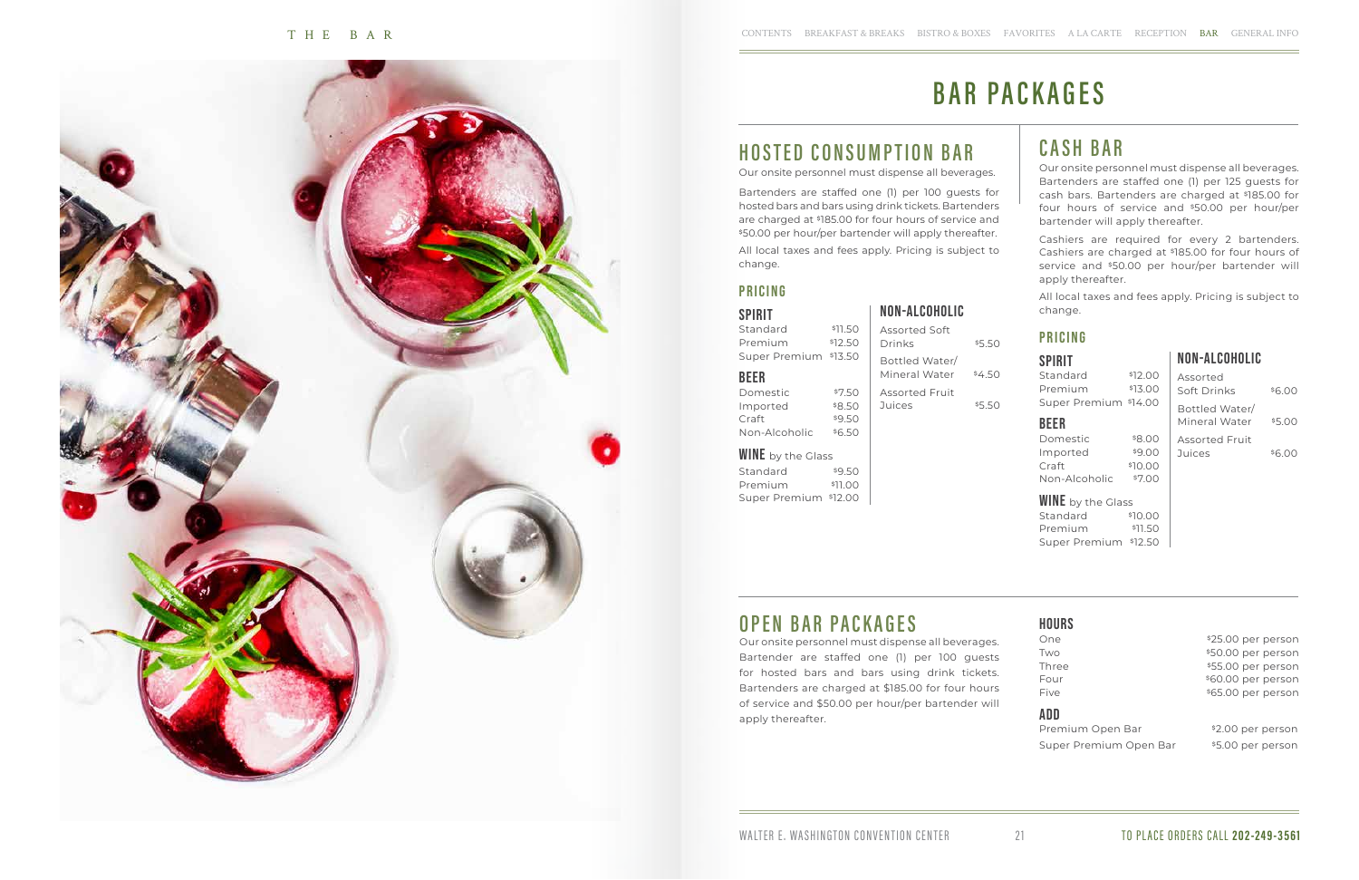# BAR PACKAGES

## HOSTED CONSUMPTION BAR

Our onsite personnel must dispense all beverages.

Bartenders are staffed one (1) per 100 guests for hosted bars and bars using drink tickets. Bartenders are charged at $185.00 for four hours of service and $50.00 per hour/per bartender will apply thereafter.

All local taxes and fees apply. Pricing is subject to change.

### PRICING

**SPIRIT**

| | |
|---|---|
| Standard | $11.50 |
| Premium | $12.50 |
| Super Premium | $13.50 |

**BEER**

| | |
|---|---|
| Domestic | $7.50 |
| Imported | $8.50 |
| Craft | $9.50 |
| Non-Alcoholic | $6.50 |

**WINE** by the Glass

| | |
|---|---|
| Standard | $9.50 |
| Premium | $11.00 |
| Super Premium | $12.00 |

**NON-ALCOHOLIC**

| | |
|---|---|
| Assorted Soft Drinks | $5.50 |
| Bottled Water/ Mineral Water | $4.50 |
| Assorted Fruit Juices | $5.50 |

## CASH BAR

Our onsite personnel must dispense all beverages. Bartenders are staffed one (1) per 125 guests for cash bars. Bartenders are charged at $185.00 for four hours of service and $50.00 per hour/per bartender will apply thereafter.

Cashiers are required for every 2 bartenders. Cashiers are charged at $185.00 for four hours of service and $50.00 per hour/per bartender will apply thereafter.

All local taxes and fees apply. Pricing is subject to change.

### PRICING

**SPIRIT**

| | |
|---|---|
| Standard | $12.00 |
| Premium | $13.00 |
| Super Premium | $14.00 |

**BEER**

| | |
|---|---|
| Domestic | $8.00 |
| Imported | $9.00 |
| Craft | $10.00 |
| Non-Alcoholic | $7.00 |

**WINE** by the Glass

| | |
|---|---|
| Standard | $10.00 |
| Premium | $11.50 |
| Super Premium | $12.50 |

**NON-ALCOHOLIC**

| | |
|---|---|
| Assorted Soft Drinks | $6.00 |
| Bottled Water/ Mineral Water | $5.00 |
| Assorted Fruit Juices | $6.00 |

## OPEN BAR PACKAGES

Our onsite personnel must dispense all beverages. Bartender are staffed one (1) per 100 guests for hosted bars and bars using drink tickets. Bartenders are charged at $185.00 for four hours of service and $50.00 per hour/per bartender will apply thereafter.

**HOURS**

| | |
|---|---|
| One | $25.00 per person |
| Two | $50.00 per person |
| Three | $55.00 per person |
| Four | $60.00 per person |
| Five | $65.00 per person |

**ADD**

| | |
|---|---|
| Premium Open Bar | $2.00 per person |
| Super Premium Open Bar | $5.00 per person |

TO PLACE ORDERS CALL **202-249-3561**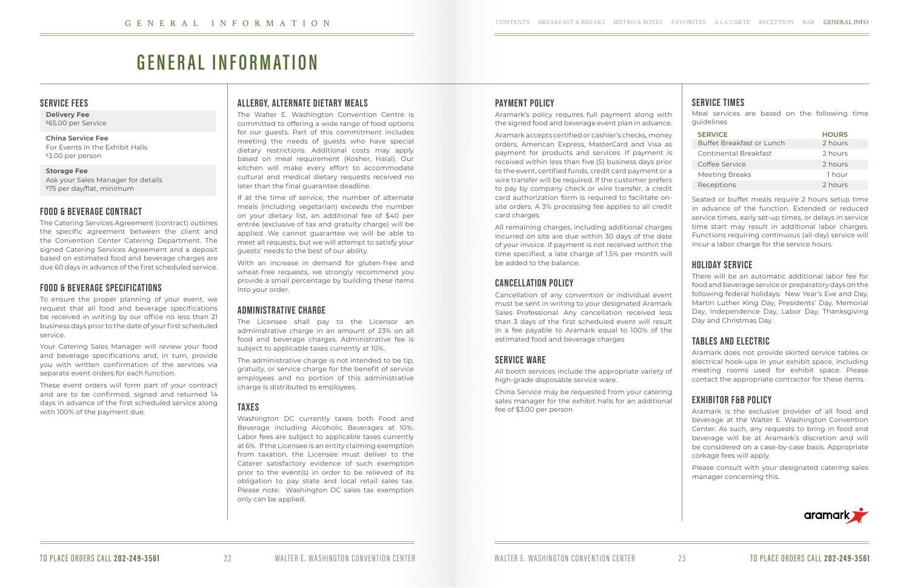# GENERAL INFORMATION

## SERVICE FEES

**Delivery Fee**
$65.00 per Service

**China Service Fee**
For Events in the Exhibit Halls
$3.00 per person

**Storage Fee**
Ask your Sales Manager for details
$75 per day/flat, minimum

## FOOD & BEVERAGE CONTRACT

The Catering Services Agreement (contract) outlines the specific agreement between the client and the Convention Center Catering Department. The signed Catering Services Agreement and a deposit based on estimated food and beverage charges are due 60 days in advance of the first scheduled service.

## FOOD & BEVERAGE SPECIFICATIONS

To ensure the proper planning of your event, we request that all food and beverage specifications be received in writing by our office no less than 21 business days prior to the date of your first scheduled service.

Your Catering Sales Manager will review your food and beverage specifications and, in turn, provide you with written confirmation of the services via separate event orders for each function.

These event orders will form part of your contract and are to be confirmed, signed and returned 14 days in advance of the first scheduled service along with 100% of the payment due.

## ALLERGY, ALTERNATE DIETARY MEALS

The Walter E. Washington Convention Centre is committed to offering a wide range of food options for our guests. Part of this commitment includes meeting the needs of guests who have special dietary restrictions. Additional costs may apply based on meal requirement (Kosher, Halal). Our kitchen will make every effort to accommodate cultural and medical dietary requests received no later than the final guarantee deadline.

If at the time of service, the number of alternate meals (including vegetarian) exceeds the number on your dietary list, an additional fee of $40 per entrée (exclusive of tax and gratuity charge) will be applied. We cannot guarantee we will be able to meet all requests, but we will attempt to satisfy your guests' needs to the best of our ability.

With an increase in demand for gluten-free and wheat-free requests, we strongly recommend you provide a small percentage by building these items into your order.

## ADMINISTRATIVE CHARGE

The Licensee shall pay to the Licensor an administrative charge in an amount of 23% on all food and beverage charges. Administrative fee is subject to applicable taxes currently at 10%.

The administrative charge is not intended to be tip, gratuity, or service charge for the benefit of service employees and no portion of this administrative charge is distributed to employees.

## TAXES

Washington DC currently taxes both Food and Beverage including Alcoholic Beverages at 10%. Labor fees are subject to applicable taxes currently at 6%. If the Licensee is an entity claiming exemption from taxation, the Licensee must deliver to the Caterer satisfactory evidence of such exemption prior to the event(s) in order to be relieved of its obligation to pay state and local retail sales tax. Please note: Washington DC sales tax exemption only can be applied.

## PAYMENT POLICY

Aramark's policy requires full payment along with the signed food and beverage event plan in advance.

Aramark accepts certified or cashier's checks, money orders, American Express, MasterCard and Visa as payment for products and services. If payment is received within less than five (5) business days prior to the event, certified funds, credit card payment or a wire transfer will be required. If the customer prefers to pay by company check or wire transfer, a credit card authorization form is required to facilitate on-site orders. A 3% processing fee applies to all credit card charges.

All remaining charges, including additional charges incurred on site are due within 30 days of the date of your invoice. If payment is not received within the time specified, a late charge of 1.5% per month will be added to the balance.

## CANCELLATION POLICY

Cancellation of any convention or individual event must be sent in writing to your designated Aramark Sales Professional. Any cancellation received less than 3 days of the first scheduled event will result in a fee payable to Aramark equal to 100% of the estimated food and beverage charges

## SERVICE WARE

All booth services include the appropriate variety of high-grade disposable service ware.

China Service may be requested from your catering sales manager for the exhibit halls for an additional fee of $3.00 per person

## SERVICE TIMES

Meal services are based on the following time guidelines

| SERVICE | HOURS |
|---|---|
| Buffet Breakfast or Lunch | 2 hours |
| Continental Breakfast | 2 hours |
| Coffee Service | 2 hours |
| Meeting Breaks | 1 hour |
| Receptions | 2 hours |

Seated or buffet meals require 2 hours setup time in advance of the function. Extended or reduced service times, early set-up times, or delays in service time start may result in additional labor charges. Functions requiring continuous (all-day) service will incur a labor charge for the service hours

## HOLIDAY SERVICE

There will be an automatic additional labor fee for food and beverage service or preparatory days on the following federal holidays: New Year's Eve and Day, Martin Luther King Day, Presidents' Day, Memorial Day, Independence Day, Labor Day, Thanksgiving Day and Christmas Day.

## TABLES AND ELECTRIC

Aramark does not provide skirted service tables or electrical hook-ups in your exhibit space, including meeting rooms used for exhibit space. Please contact the appropriate contractor for these items.

## EXHIBITOR F&B POLICY

Aramark is the exclusive provider of all food and beverage at the Walter E. Washington Convention Center. As such, any requests to bring in food and beverage will be at Aramark's discretion and will be considered on a case-by-case basis. Appropriate corkage fees will apply.

Please consult with your designated catering sales manager concerning this.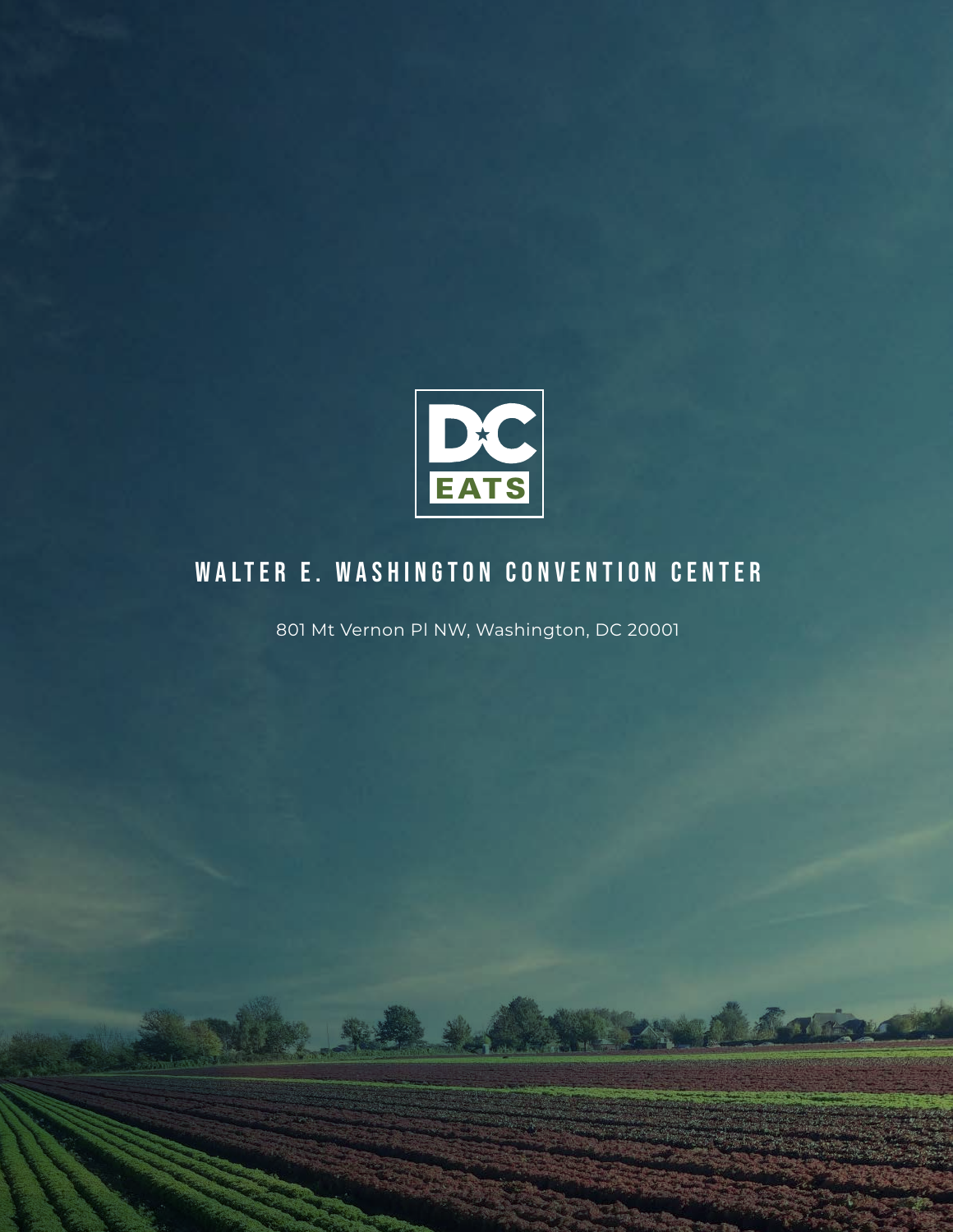DC EATS

# WALTER E. WASHINGTON CONVENTION CENTER

801 Mt Vernon Pl NW, Washington, DC 20001